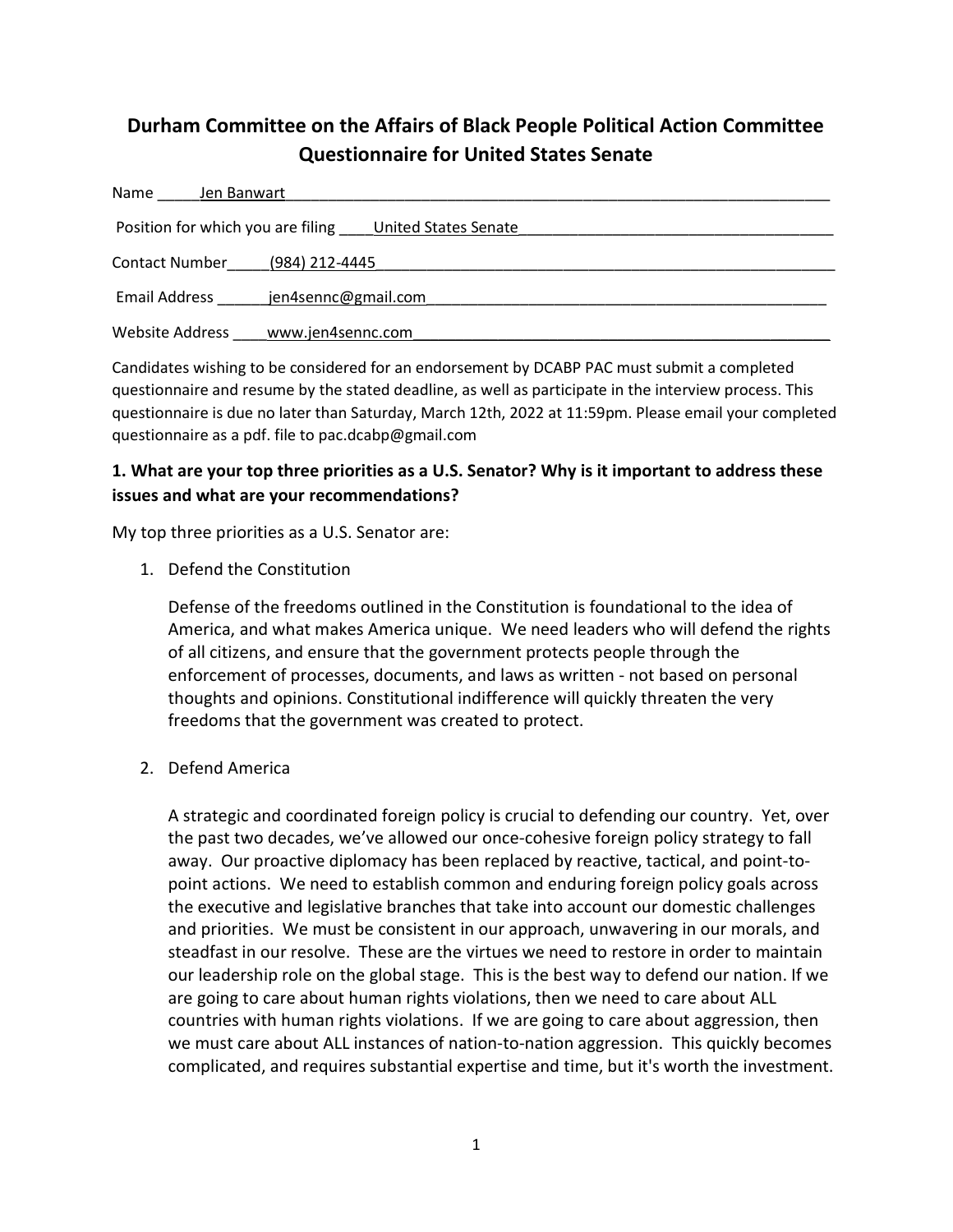# Durham Committee on the Affairs of Black People Political Action Committee Questionnaire for United States Senate

Name Jen Banwart

Position for which you are filing United States Senate

Contact Number (984) 212-4445

Email Address jen4sennc@gmail.com

Website Address www.jen4sennc.com

Candidates wishing to be considered for an endorsement by DCABP PAC must submit a completed questionnaire and resume by the stated deadline, as well as participate in the interview process. This questionnaire is due no later than Saturday, March 12th, 2022 at 11:59pm. Please email your completed questionnaire as a pdf. file to pac.dcabp@gmail.com

**1. What are your top three priorities as a U.S. Senator? Why is it important to address these issues and what are your recommendations?**

My top three priorities as a U.S. Senator are:

1. Defend the Constitution

   Defense of the freedoms outlined in the Constitution is foundational to the idea of America, and what makes America unique. We need leaders who will defend the rights of all citizens, and ensure that the government protects people through the enforcement of processes, documents, and laws as written - not based on personal thoughts and opinions. Constitutional indifference will quickly threaten the very freedoms that the government was created to protect.

2. Defend America

   A strategic and coordinated foreign policy is crucial to defending our country. Yet, over the past two decades, we've allowed our once-cohesive foreign policy strategy to fall away. Our proactive diplomacy has been replaced by reactive, tactical, and point-to-point actions. We need to establish common and enduring foreign policy goals across the executive and legislative branches that take into account our domestic challenges and priorities. We must be consistent in our approach, unwavering in our morals, and steadfast in our resolve. These are the virtues we need to restore in order to maintain our leadership role on the global stage. This is the best way to defend our nation. If we are going to care about human rights violations, then we need to care about ALL countries with human rights violations. If we are going to care about aggression, then we must care about ALL instances of nation-to-nation aggression. This quickly becomes complicated, and requires substantial expertise and time, but it's worth the investment.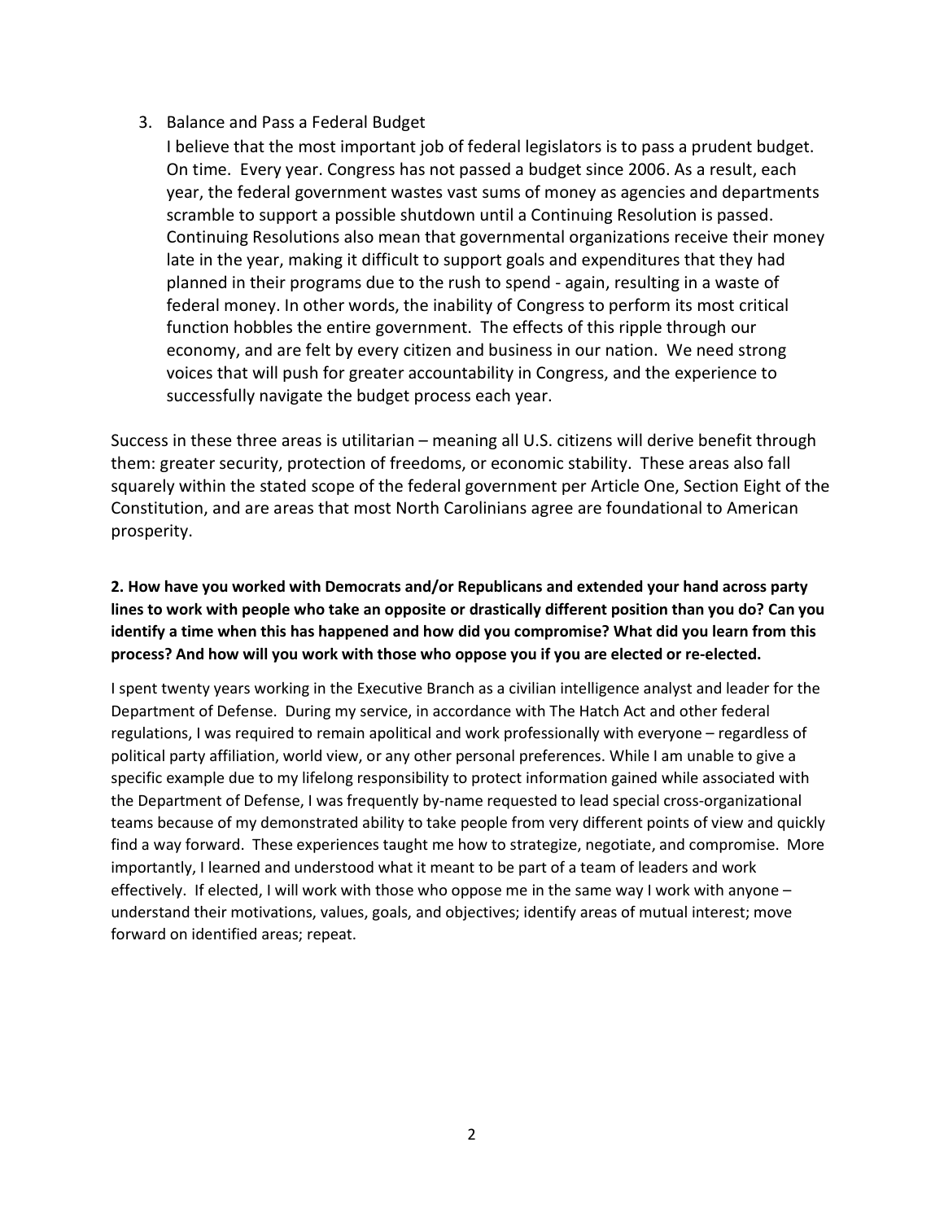3. Balance and Pass a Federal Budget

   I believe that the most important job of federal legislators is to pass a prudent budget. On time. Every year. Congress has not passed a budget since 2006. As a result, each year, the federal government wastes vast sums of money as agencies and departments scramble to support a possible shutdown until a Continuing Resolution is passed. Continuing Resolutions also mean that governmental organizations receive their money late in the year, making it difficult to support goals and expenditures that they had planned in their programs due to the rush to spend - again, resulting in a waste of federal money. In other words, the inability of Congress to perform its most critical function hobbles the entire government. The effects of this ripple through our economy, and are felt by every citizen and business in our nation. We need strong voices that will push for greater accountability in Congress, and the experience to successfully navigate the budget process each year.

Success in these three areas is utilitarian – meaning all U.S. citizens will derive benefit through them: greater security, protection of freedoms, or economic stability. These areas also fall squarely within the stated scope of the federal government per Article One, Section Eight of the Constitution, and are areas that most North Carolinians agree are foundational to American prosperity.

**2. How have you worked with Democrats and/or Republicans and extended your hand across party lines to work with people who take an opposite or drastically different position than you do? Can you identify a time when this has happened and how did you compromise? What did you learn from this process? And how will you work with those who oppose you if you are elected or re-elected.**

I spent twenty years working in the Executive Branch as a civilian intelligence analyst and leader for the Department of Defense. During my service, in accordance with The Hatch Act and other federal regulations, I was required to remain apolitical and work professionally with everyone – regardless of political party affiliation, world view, or any other personal preferences. While I am unable to give a specific example due to my lifelong responsibility to protect information gained while associated with the Department of Defense, I was frequently by-name requested to lead special cross-organizational teams because of my demonstrated ability to take people from very different points of view and quickly find a way forward. These experiences taught me how to strategize, negotiate, and compromise. More importantly, I learned and understood what it meant to be part of a team of leaders and work effectively. If elected, I will work with those who oppose me in the same way I work with anyone – understand their motivations, values, goals, and objectives; identify areas of mutual interest; move forward on identified areas; repeat.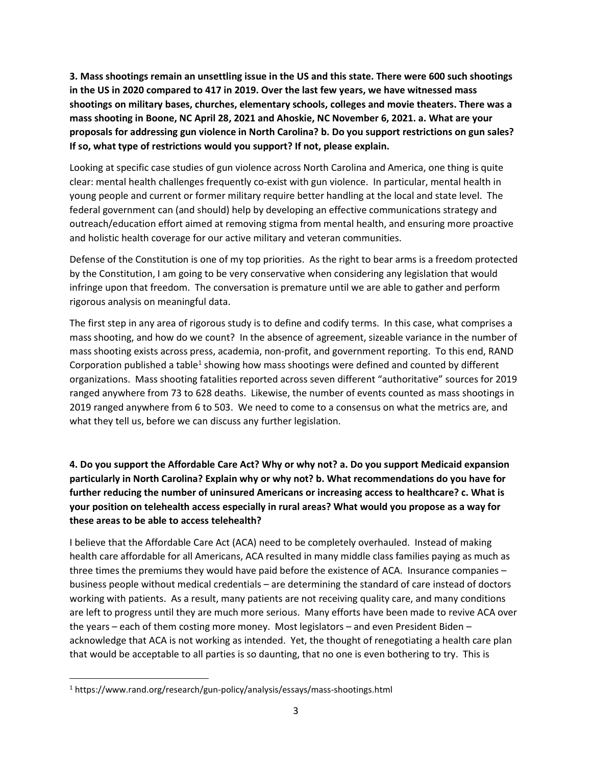**3. Mass shootings remain an unsettling issue in the US and this state. There were 600 such shootings in the US in 2020 compared to 417 in 2019. Over the last few years, we have witnessed mass shootings on military bases, churches, elementary schools, colleges and movie theaters. There was a mass shooting in Boone, NC April 28, 2021 and Ahoskie, NC November 6, 2021. a. What are your proposals for addressing gun violence in North Carolina? b. Do you support restrictions on gun sales? If so, what type of restrictions would you support? If not, please explain.**

Looking at specific case studies of gun violence across North Carolina and America, one thing is quite clear: mental health challenges frequently co-exist with gun violence. In particular, mental health in young people and current or former military require better handling at the local and state level. The federal government can (and should) help by developing an effective communications strategy and outreach/education effort aimed at removing stigma from mental health, and ensuring more proactive and holistic health coverage for our active military and veteran communities.

Defense of the Constitution is one of my top priorities. As the right to bear arms is a freedom protected by the Constitution, I am going to be very conservative when considering any legislation that would infringe upon that freedom. The conversation is premature until we are able to gather and perform rigorous analysis on meaningful data.

The first step in any area of rigorous study is to define and codify terms. In this case, what comprises a mass shooting, and how do we count? In the absence of agreement, sizeable variance in the number of mass shooting exists across press, academia, non-profit, and government reporting. To this end, RAND Corporation published a table[1] showing how mass shootings were defined and counted by different organizations. Mass shooting fatalities reported across seven different "authoritative" sources for 2019 ranged anywhere from 73 to 628 deaths. Likewise, the number of events counted as mass shootings in 2019 ranged anywhere from 6 to 503. We need to come to a consensus on what the metrics are, and what they tell us, before we can discuss any further legislation.

**4. Do you support the Affordable Care Act? Why or why not? a. Do you support Medicaid expansion particularly in North Carolina? Explain why or why not? b. What recommendations do you have for further reducing the number of uninsured Americans or increasing access to healthcare? c. What is your position on telehealth access especially in rural areas? What would you propose as a way for these areas to be able to access telehealth?**

I believe that the Affordable Care Act (ACA) need to be completely overhauled. Instead of making health care affordable for all Americans, ACA resulted in many middle class families paying as much as three times the premiums they would have paid before the existence of ACA. Insurance companies – business people without medical credentials – are determining the standard of care instead of doctors working with patients. As a result, many patients are not receiving quality care, and many conditions are left to progress until they are much more serious. Many efforts have been made to revive ACA over the years – each of them costing more money. Most legislators – and even President Biden – acknowledge that ACA is not working as intended. Yet, the thought of renegotiating a health care plan that would be acceptable to all parties is so daunting, that no one is even bothering to try. This is

[1] https://www.rand.org/research/gun-policy/analysis/essays/mass-shootings.html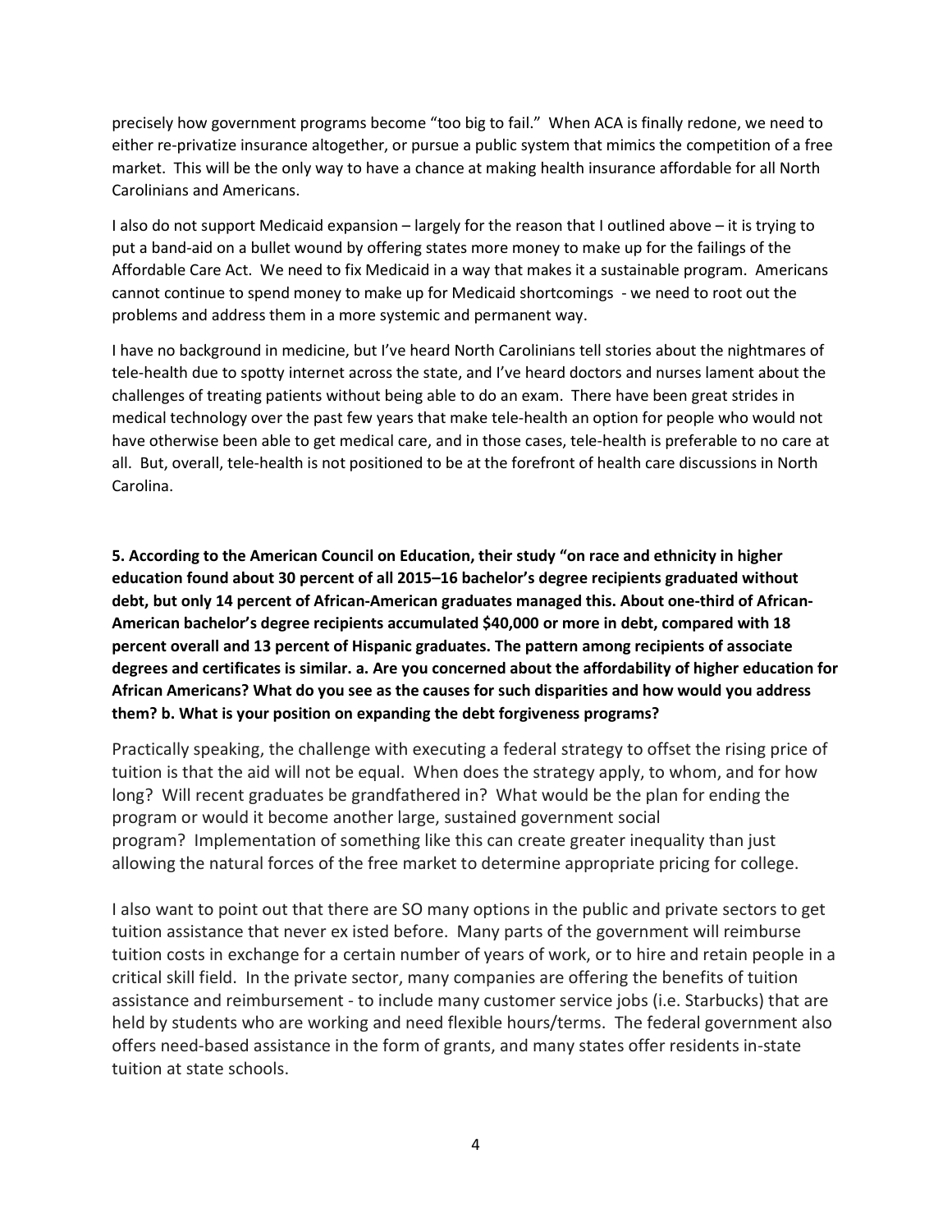precisely how government programs become "too big to fail." When ACA is finally redone, we need to either re-privatize insurance altogether, or pursue a public system that mimics the competition of a free market. This will be the only way to have a chance at making health insurance affordable for all North Carolinians and Americans.

I also do not support Medicaid expansion – largely for the reason that I outlined above – it is trying to put a band-aid on a bullet wound by offering states more money to make up for the failings of the Affordable Care Act. We need to fix Medicaid in a way that makes it a sustainable program. Americans cannot continue to spend money to make up for Medicaid shortcomings - we need to root out the problems and address them in a more systemic and permanent way.

I have no background in medicine, but I've heard North Carolinians tell stories about the nightmares of tele-health due to spotty internet across the state, and I've heard doctors and nurses lament about the challenges of treating patients without being able to do an exam. There have been great strides in medical technology over the past few years that make tele-health an option for people who would not have otherwise been able to get medical care, and in those cases, tele-health is preferable to no care at all. But, overall, tele-health is not positioned to be at the forefront of health care discussions in North Carolina.

**5. According to the American Council on Education, their study "on race and ethnicity in higher education found about 30 percent of all 2015–16 bachelor's degree recipients graduated without debt, but only 14 percent of African-American graduates managed this. About one-third of African-American bachelor's degree recipients accumulated $40,000 or more in debt, compared with 18 percent overall and 13 percent of Hispanic graduates. The pattern among recipients of associate degrees and certificates is similar. a. Are you concerned about the affordability of higher education for African Americans? What do you see as the causes for such disparities and how would you address them? b. What is your position on expanding the debt forgiveness programs?**

Practically speaking, the challenge with executing a federal strategy to offset the rising price of tuition is that the aid will not be equal. When does the strategy apply, to whom, and for how long? Will recent graduates be grandfathered in? What would be the plan for ending the program or would it become another large, sustained government social program? Implementation of something like this can create greater inequality than just allowing the natural forces of the free market to determine appropriate pricing for college.

I also want to point out that there are SO many options in the public and private sectors to get tuition assistance that never ex isted before. Many parts of the government will reimburse tuition costs in exchange for a certain number of years of work, or to hire and retain people in a critical skill field. In the private sector, many companies are offering the benefits of tuition assistance and reimbursement - to include many customer service jobs (i.e. Starbucks) that are held by students who are working and need flexible hours/terms. The federal government also offers need-based assistance in the form of grants, and many states offer residents in-state tuition at state schools.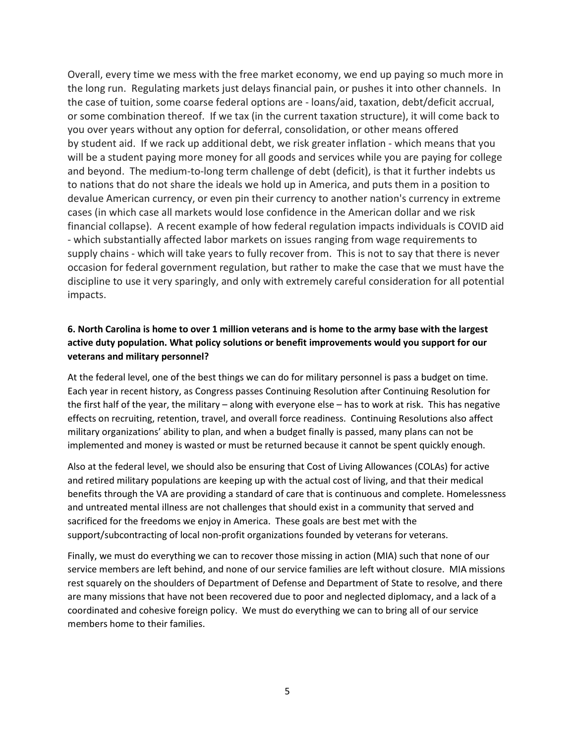Overall, every time we mess with the free market economy, we end up paying so much more in the long run. Regulating markets just delays financial pain, or pushes it into other channels. In the case of tuition, some coarse federal options are - loans/aid, taxation, debt/deficit accrual, or some combination thereof. If we tax (in the current taxation structure), it will come back to you over years without any option for deferral, consolidation, or other means offered by student aid. If we rack up additional debt, we risk greater inflation - which means that you will be a student paying more money for all goods and services while you are paying for college and beyond. The medium-to-long term challenge of debt (deficit), is that it further indebts us to nations that do not share the ideals we hold up in America, and puts them in a position to devalue American currency, or even pin their currency to another nation's currency in extreme cases (in which case all markets would lose confidence in the American dollar and we risk financial collapse). A recent example of how federal regulation impacts individuals is COVID aid - which substantially affected labor markets on issues ranging from wage requirements to supply chains - which will take years to fully recover from. This is not to say that there is never occasion for federal government regulation, but rather to make the case that we must have the discipline to use it very sparingly, and only with extremely careful consideration for all potential impacts.

**6. North Carolina is home to over 1 million veterans and is home to the army base with the largest active duty population. What policy solutions or benefit improvements would you support for our veterans and military personnel?**

At the federal level, one of the best things we can do for military personnel is pass a budget on time. Each year in recent history, as Congress passes Continuing Resolution after Continuing Resolution for the first half of the year, the military – along with everyone else – has to work at risk. This has negative effects on recruiting, retention, travel, and overall force readiness. Continuing Resolutions also affect military organizations' ability to plan, and when a budget finally is passed, many plans can not be implemented and money is wasted or must be returned because it cannot be spent quickly enough.

Also at the federal level, we should also be ensuring that Cost of Living Allowances (COLAs) for active and retired military populations are keeping up with the actual cost of living, and that their medical benefits through the VA are providing a standard of care that is continuous and complete. Homelessness and untreated mental illness are not challenges that should exist in a community that served and sacrificed for the freedoms we enjoy in America. These goals are best met with the support/subcontracting of local non-profit organizations founded by veterans for veterans.

Finally, we must do everything we can to recover those missing in action (MIA) such that none of our service members are left behind, and none of our service families are left without closure. MIA missions rest squarely on the shoulders of Department of Defense and Department of State to resolve, and there are many missions that have not been recovered due to poor and neglected diplomacy, and a lack of a coordinated and cohesive foreign policy. We must do everything we can to bring all of our service members home to their families.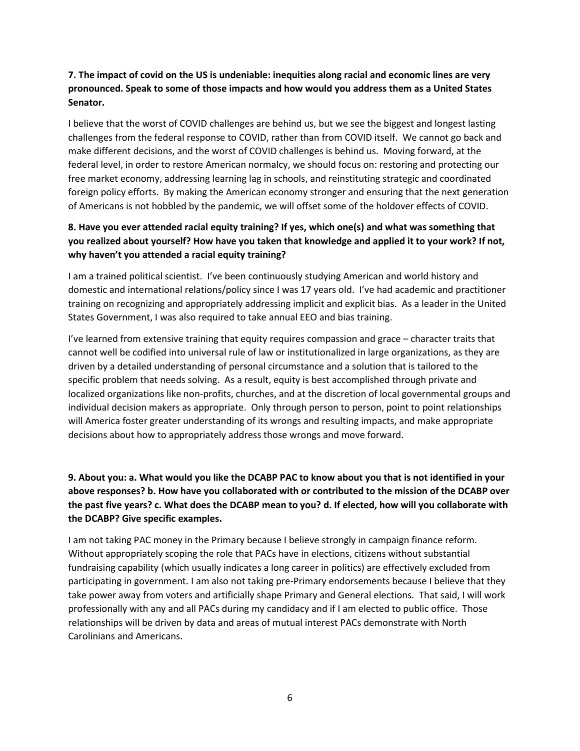**7. The impact of covid on the US is undeniable: inequities along racial and economic lines are very pronounced. Speak to some of those impacts and how would you address them as a United States Senator.**

I believe that the worst of COVID challenges are behind us, but we see the biggest and longest lasting challenges from the federal response to COVID, rather than from COVID itself. We cannot go back and make different decisions, and the worst of COVID challenges is behind us. Moving forward, at the federal level, in order to restore American normalcy, we should focus on: restoring and protecting our free market economy, addressing learning lag in schools, and reinstituting strategic and coordinated foreign policy efforts. By making the American economy stronger and ensuring that the next generation of Americans is not hobbled by the pandemic, we will offset some of the holdover effects of COVID.

**8. Have you ever attended racial equity training? If yes, which one(s) and what was something that you realized about yourself? How have you taken that knowledge and applied it to your work? If not, why haven't you attended a racial equity training?**

I am a trained political scientist. I've been continuously studying American and world history and domestic and international relations/policy since I was 17 years old. I've had academic and practitioner training on recognizing and appropriately addressing implicit and explicit bias. As a leader in the United States Government, I was also required to take annual EEO and bias training.

I've learned from extensive training that equity requires compassion and grace – character traits that cannot well be codified into universal rule of law or institutionalized in large organizations, as they are driven by a detailed understanding of personal circumstance and a solution that is tailored to the specific problem that needs solving. As a result, equity is best accomplished through private and localized organizations like non-profits, churches, and at the discretion of local governmental groups and individual decision makers as appropriate. Only through person to person, point to point relationships will America foster greater understanding of its wrongs and resulting impacts, and make appropriate decisions about how to appropriately address those wrongs and move forward.

**9. About you: a. What would you like the DCABP PAC to know about you that is not identified in your above responses? b. How have you collaborated with or contributed to the mission of the DCABP over the past five years? c. What does the DCABP mean to you? d. If elected, how will you collaborate with the DCABP? Give specific examples.**

I am not taking PAC money in the Primary because I believe strongly in campaign finance reform. Without appropriately scoping the role that PACs have in elections, citizens without substantial fundraising capability (which usually indicates a long career in politics) are effectively excluded from participating in government. I am also not taking pre-Primary endorsements because I believe that they take power away from voters and artificially shape Primary and General elections. That said, I will work professionally with any and all PACs during my candidacy and if I am elected to public office. Those relationships will be driven by data and areas of mutual interest PACs demonstrate with North Carolinians and Americans.